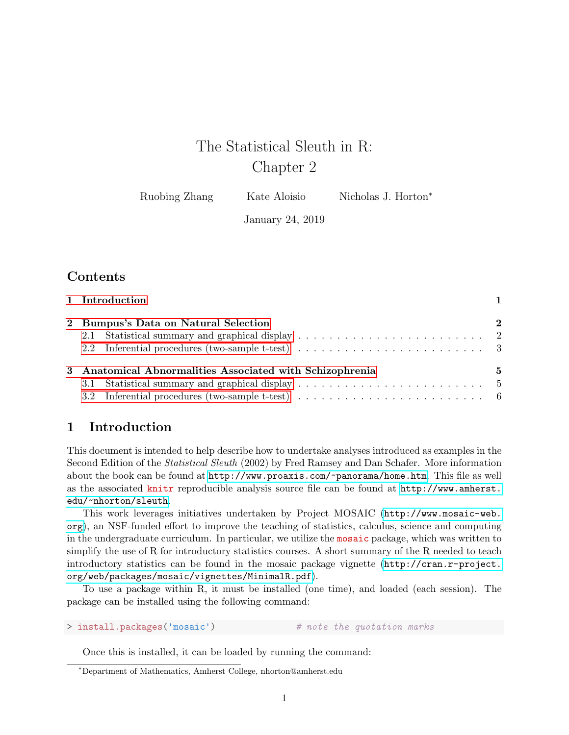# The Statistical Sleuth in R: Chapter 2

Ruobing Zhang   Kate Aloisio   Nicholas J. Horton*

January 24, 2019

## Contents

**1 Introduction** — 1

**2 Bumpus's Data on Natural Selection** — 2
- 2.1 Statistical summary and graphical display — 2
- 2.2 Inferential procedures (two-sample t-test) — 3

**3 Anatomical Abnormalities Associated with Schizophrenia** — 5
- 3.1 Statistical summary and graphical display — 5
- 3.2 Inferential procedures (two-sample t-test) — 6

## 1 Introduction

This document is intended to help describe how to undertake analyses introduced as examples in the Second Edition of the *Statistical Sleuth* (2002) by Fred Ramsey and Dan Schafer. More information about the book can be found at http://www.proaxis.com/~panorama/home.htm. This file as well as the associated knitr reproducible analysis source file can be found at http://www.amherst.edu/~nhorton/sleuth.

This work leverages initiatives undertaken by Project MOSAIC (http://www.mosaic-web.org), an NSF-funded effort to improve the teaching of statistics, calculus, science and computing in the undergraduate curriculum. In particular, we utilize the mosaic package, which was written to simplify the use of R for introductory statistics courses. A short summary of the R needed to teach introductory statistics can be found in the mosaic package vignette (http://cran.r-project.org/web/packages/mosaic/vignettes/MinimalR.pdf).

To use a package within R, it must be installed (one time), and loaded (each session). The package can be installed using the following command:

```
> install.packages('mosaic')              # note the quotation marks
```

Once this is installed, it can be loaded by running the command:

---

*Department of Mathematics, Amherst College, nhorton@amherst.edu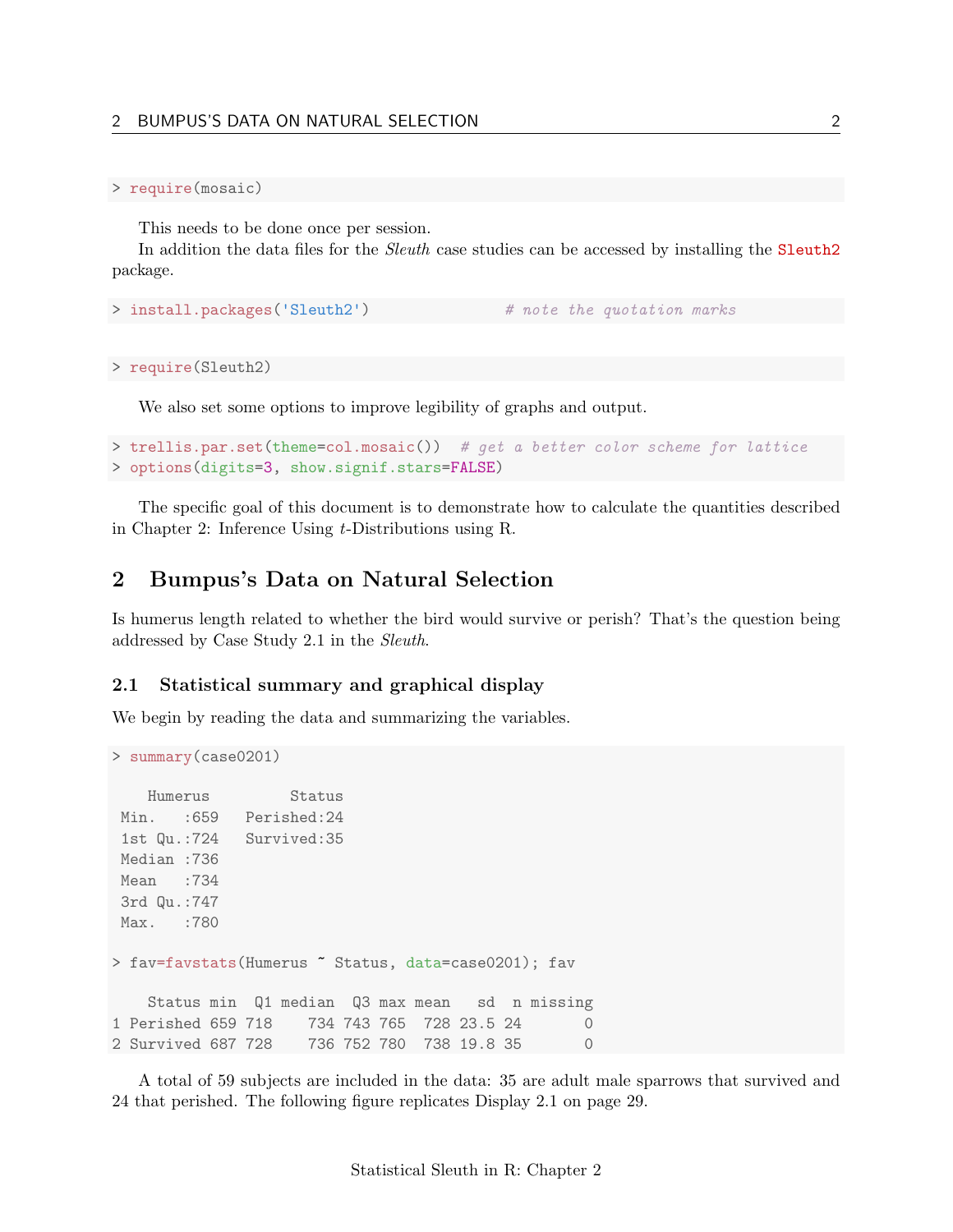```
> require(mosaic)
```

This needs to be done once per session.

In addition the data files for the *Sleuth* case studies can be accessed by installing the `Sleuth2` package.

```
> install.packages('Sleuth2')          # note the quotation marks
```

```
> require(Sleuth2)
```

We also set some options to improve legibility of graphs and output.

```
> trellis.par.set(theme=col.mosaic())  # get a better color scheme for lattice
> options(digits=3, show.signif.stars=FALSE)
```

The specific goal of this document is to demonstrate how to calculate the quantities described in Chapter 2: Inference Using $t$-Distributions using R.

# 2 Bumpus's Data on Natural Selection

Is humerus length related to whether the bird would survive or perish? That's the question being addressed by Case Study 2.1 in the *Sleuth*.

## 2.1 Statistical summary and graphical display

We begin by reading the data and summarizing the variables.

```
> summary(case0201)

    Humerus         Status
 Min.   :659   Perished:24
 1st Qu.:724   Survived:35
 Median :736
 Mean   :734
 3rd Qu.:747
 Max.   :780

> fav=favstats(Humerus ~ Status, data=case0201); fav

    Status min  Q1 median  Q3 max mean   sd  n missing
1 Perished 659 718    734 743 765  728 23.5 24       0
2 Survived 687 728    736 752 780  738 19.8 35       0
```

A total of 59 subjects are included in the data: 35 are adult male sparrows that survived and 24 that perished. The following figure replicates Display 2.1 on page 29.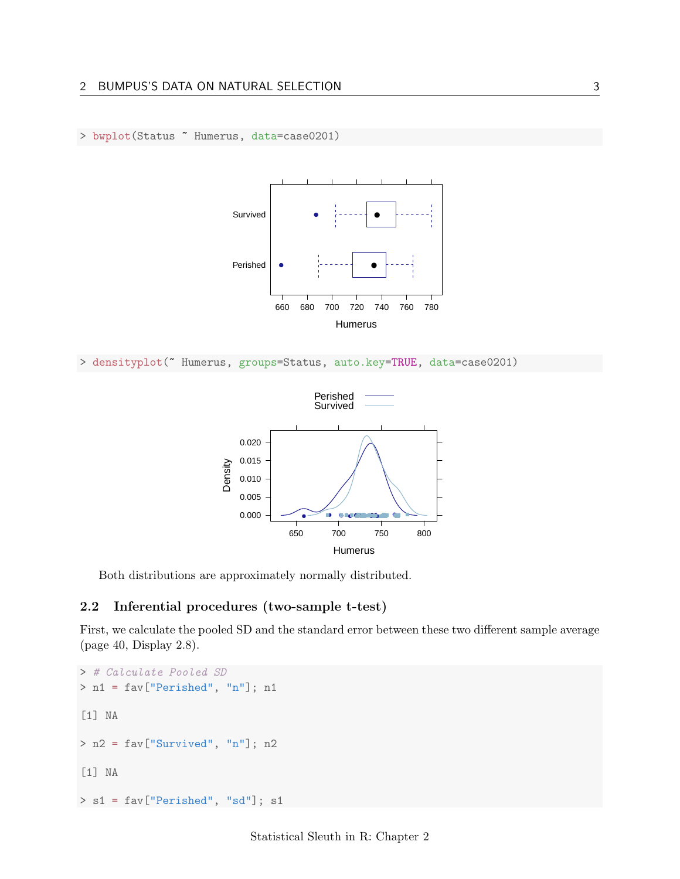```
> bwplot(Status ~ Humerus, data=case0201)
```

```
> densityplot(~ Humerus, groups=Status, auto.key=TRUE, data=case0201)
```

Both distributions are approximately normally distributed.

### 2.2 Inferential procedures (two-sample t-test)

First, we calculate the pooled SD and the standard error between these two different sample average (page 40, Display 2.8).

```
> # Calculate Pooled SD
> n1 = fav["Perished", "n"]; n1

[1] NA

> n2 = fav["Survived", "n"]; n2

[1] NA

> s1 = fav["Perished", "sd"]; s1
```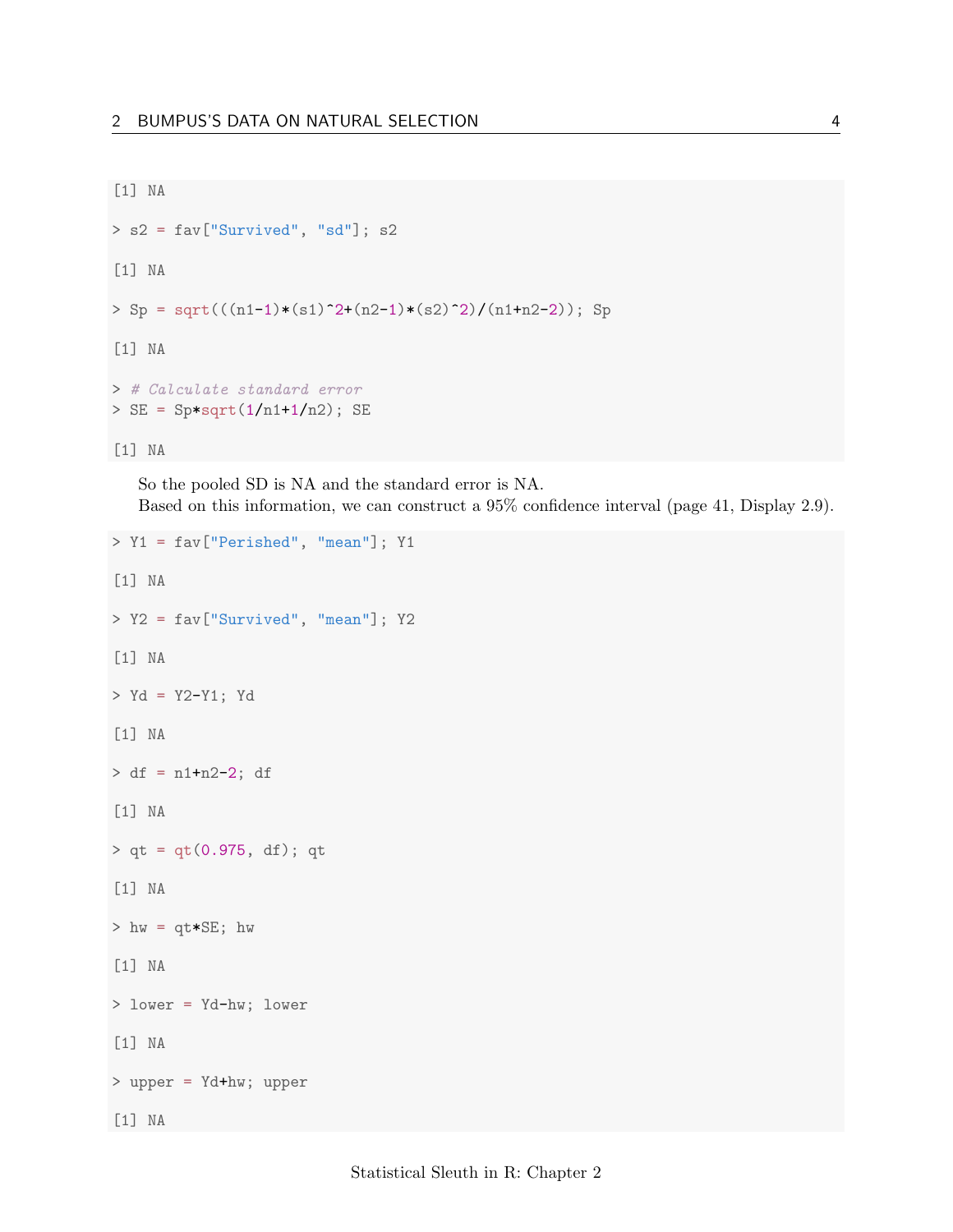```
[1] NA

> s2 = fav["Survived", "sd"]; s2

[1] NA

> Sp = sqrt(((n1-1)*(s1)^2+(n2-1)*(s2)^2)/(n1+n2-2)); Sp

[1] NA

> # Calculate standard error
> SE = Sp*sqrt(1/n1+1/n2); SE

[1] NA
```

So the pooled SD is NA and the standard error is NA.

Based on this information, we can construct a 95% confidence interval (page 41, Display 2.9).

```
> Y1 = fav["Perished", "mean"]; Y1

[1] NA

> Y2 = fav["Survived", "mean"]; Y2

[1] NA

> Yd = Y2-Y1; Yd

[1] NA

> df = n1+n2-2; df

[1] NA

> qt = qt(0.975, df); qt

[1] NA

> hw = qt*SE; hw

[1] NA

> lower = Yd-hw; lower

[1] NA

> upper = Yd+hw; upper

[1] NA
```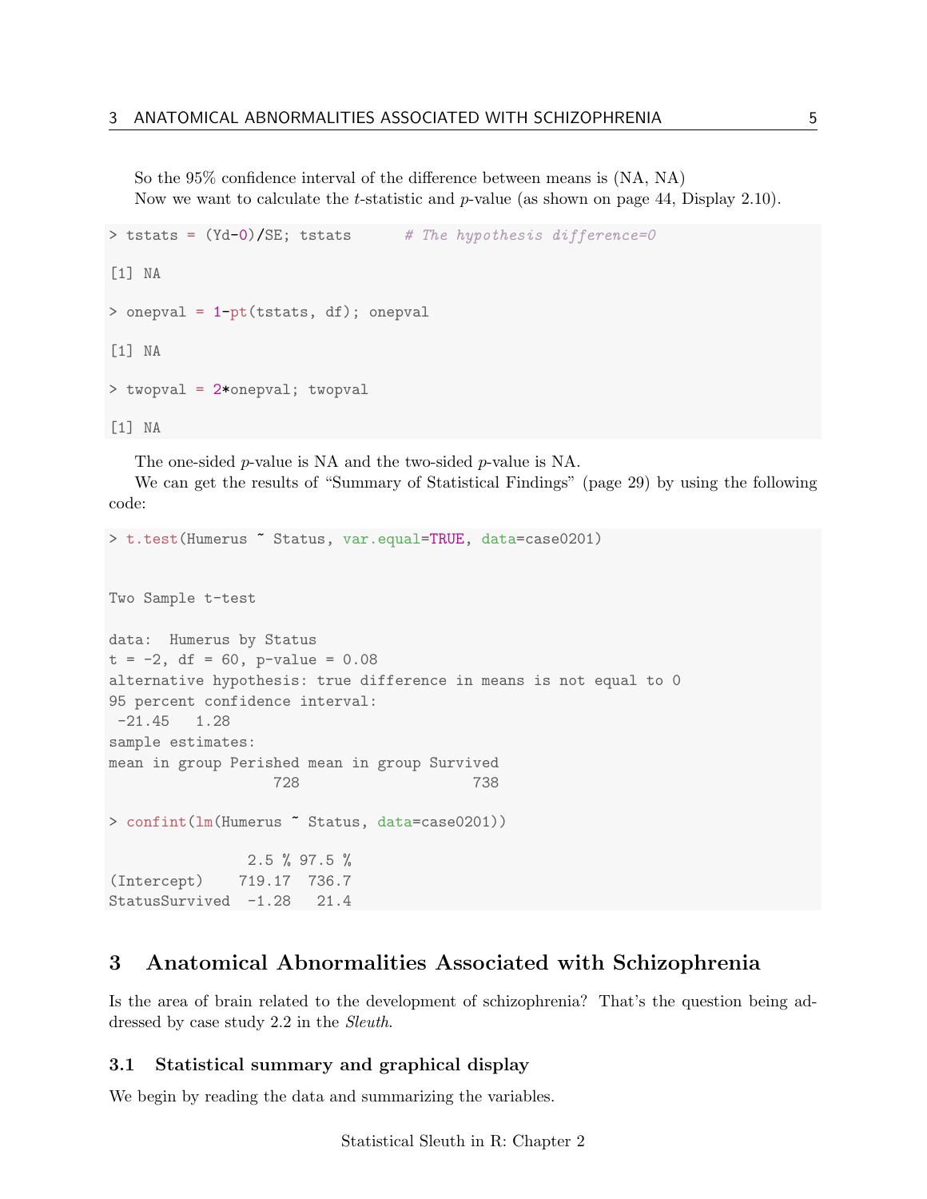So the 95% confidence interval of the difference between means is (NA, NA)

Now we want to calculate the $t$-statistic and $p$-value (as shown on page 44, Display 2.10).

```
> tstats = (Yd-0)/SE; tstats      # The hypothesis difference=0

[1] NA

> onepval = 1-pt(tstats, df); onepval

[1] NA

> twopval = 2*onepval; twopval

[1] NA
```

The one-sided $p$-value is NA and the two-sided $p$-value is NA.

We can get the results of "Summary of Statistical Findings" (page 29) by using the following code:

```
> t.test(Humerus ~ Status, var.equal=TRUE, data=case0201)


Two Sample t-test

data:  Humerus by Status
t = -2, df = 60, p-value = 0.08
alternative hypothesis: true difference in means is not equal to 0
95 percent confidence interval:
 -21.45   1.28
sample estimates:
mean in group Perished mean in group Survived
                   728                    738

> confint(lm(Humerus ~ Status, data=case0201))

                2.5 % 97.5 %
(Intercept)    719.17  736.7
StatusSurvived  -1.28   21.4
```

## 3 Anatomical Abnormalities Associated with Schizophrenia

Is the area of brain related to the development of schizophrenia? That's the question being addressed by case study 2.2 in the *Sleuth*.

### 3.1 Statistical summary and graphical display

We begin by reading the data and summarizing the variables.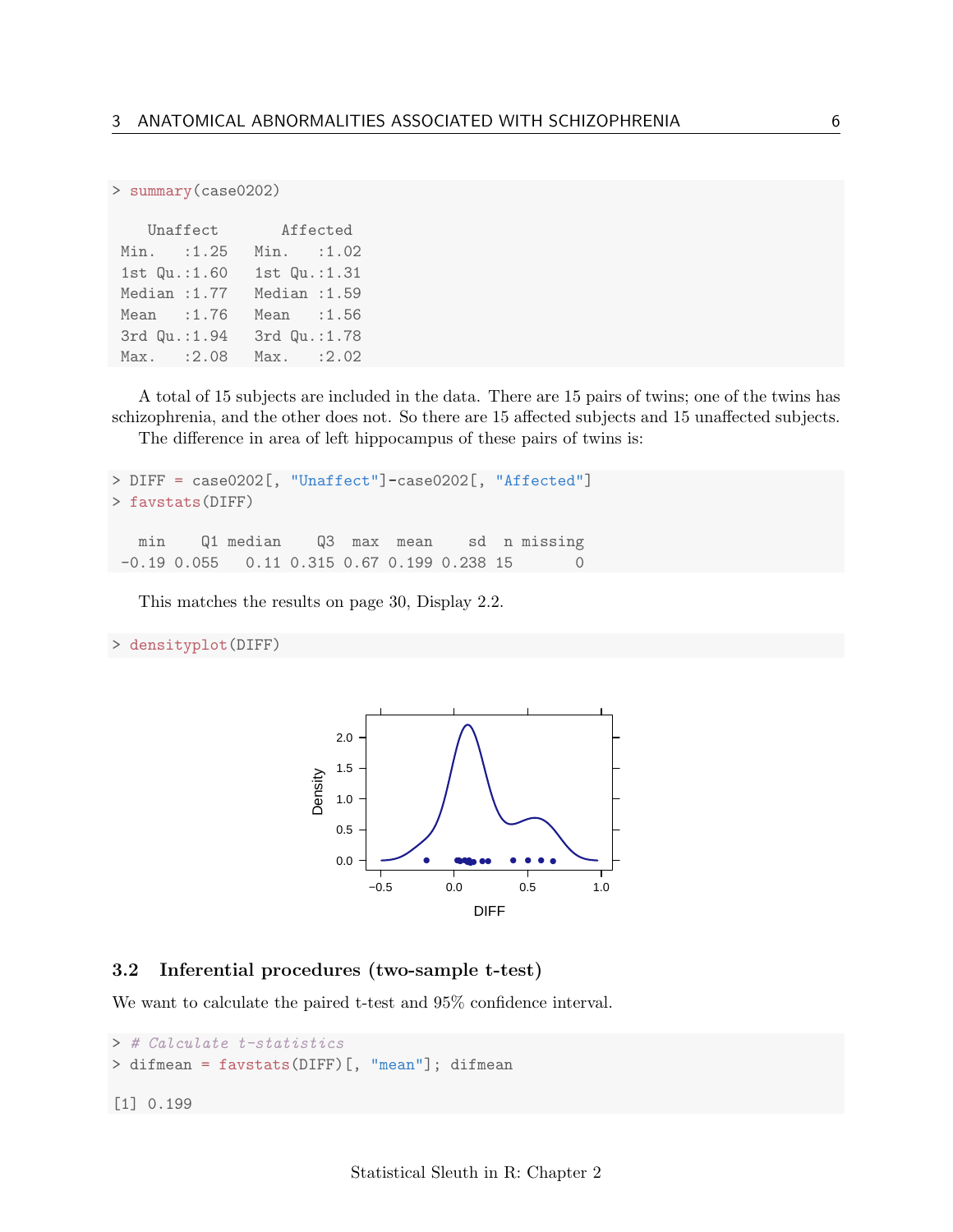```
> summary(case0202)

    Unaffect        Affected
 Min.   :1.25   Min.   :1.02
 1st Qu.:1.60   1st Qu.:1.31
 Median :1.77   Median :1.59
 Mean   :1.76   Mean   :1.56
 3rd Qu.:1.94   3rd Qu.:1.78
 Max.   :2.08   Max.   :2.02
```

A total of 15 subjects are included in the data. There are 15 pairs of twins; one of the twins has schizophrenia, and the other does not. So there are 15 affected subjects and 15 unaffected subjects.

The difference in area of left hippocampus of these pairs of twins is:

```
> DIFF = case0202[, "Unaffect"]-case0202[, "Affected"]
> favstats(DIFF)

   min    Q1 median    Q3  max  mean    sd  n missing
 -0.19 0.055   0.11 0.315 0.67 0.199 0.238 15       0
```

This matches the results on page 30, Display 2.2.

```
> densityplot(DIFF)
```

### 3.2 Inferential procedures (two-sample t-test)

We want to calculate the paired t-test and 95% confidence interval.

```
> # Calculate t-statistics
> difmean = favstats(DIFF)[, "mean"]; difmean

[1] 0.199
```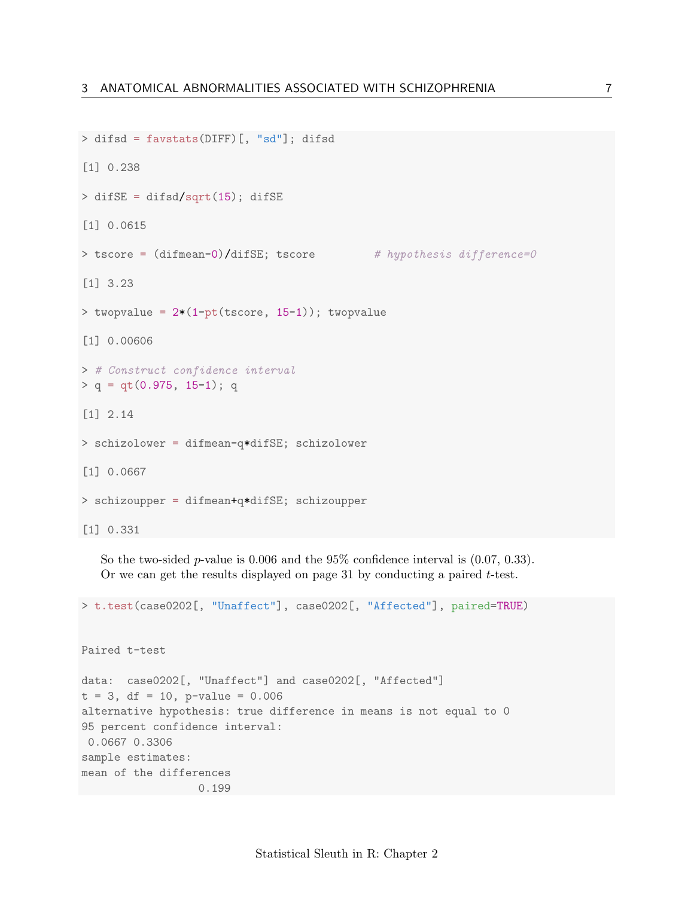```
> difsd = favstats(DIFF)[, "sd"]; difsd

[1] 0.238

> difSE = difsd/sqrt(15); difSE

[1] 0.0615

> tscore = (difmean-0)/difSE; tscore        # hypothesis difference=0

[1] 3.23

> twopvalue = 2*(1-pt(tscore, 15-1)); twopvalue

[1] 0.00606

> # Construct confidence interval
> q = qt(0.975, 15-1); q

[1] 2.14

> schizolower = difmean-q*difSE; schizolower

[1] 0.0667

> schizoupper = difmean+q*difSE; schizoupper

[1] 0.331
```

So the two-sided $p$-value is 0.006 and the 95% confidence interval is (0.07, 0.33).
Or we can get the results displayed on page 31 by conducting a paired $t$-test.

```
> t.test(case0202[, "Unaffect"], case0202[, "Affected"], paired=TRUE)


Paired t-test

data:  case0202[, "Unaffect"] and case0202[, "Affected"]
t = 3, df = 10, p-value = 0.006
alternative hypothesis: true difference in means is not equal to 0
95 percent confidence interval:
 0.0667 0.3306
sample estimates:
mean of the differences
                  0.199
```